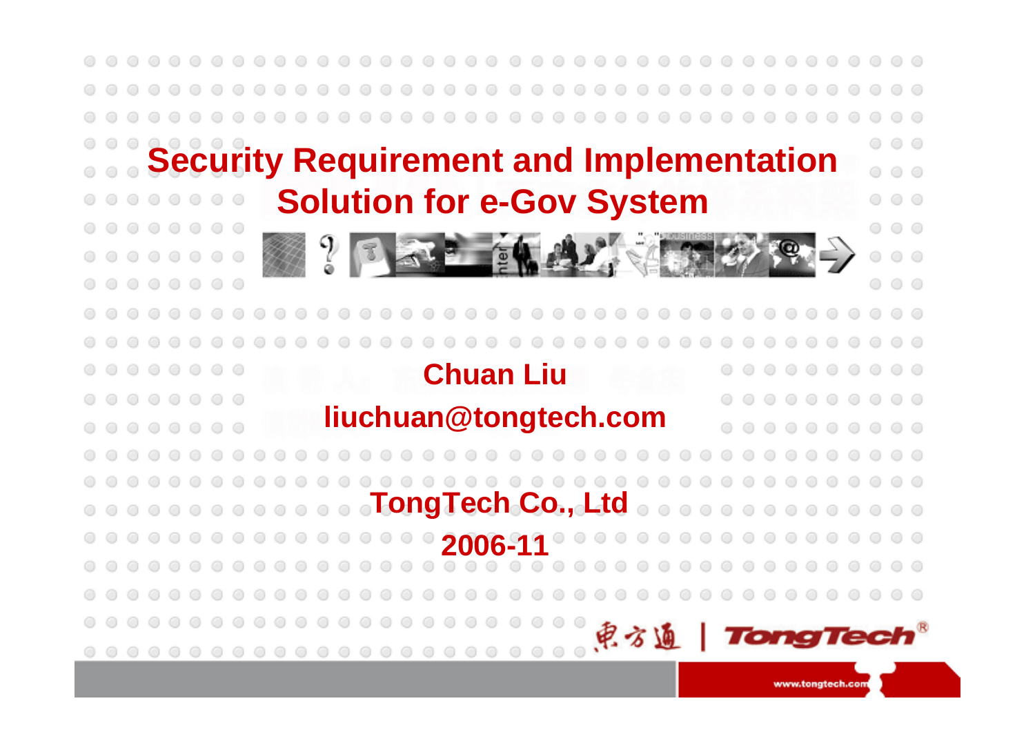# Security Requirement and Implementation Solution for e-Gov System

**Chuan Liu**

**liuchuan@tongtech.com**

**TongTech Co., Ltd**

**2006-11**

東方通 | TongTech®

www.tongtech.com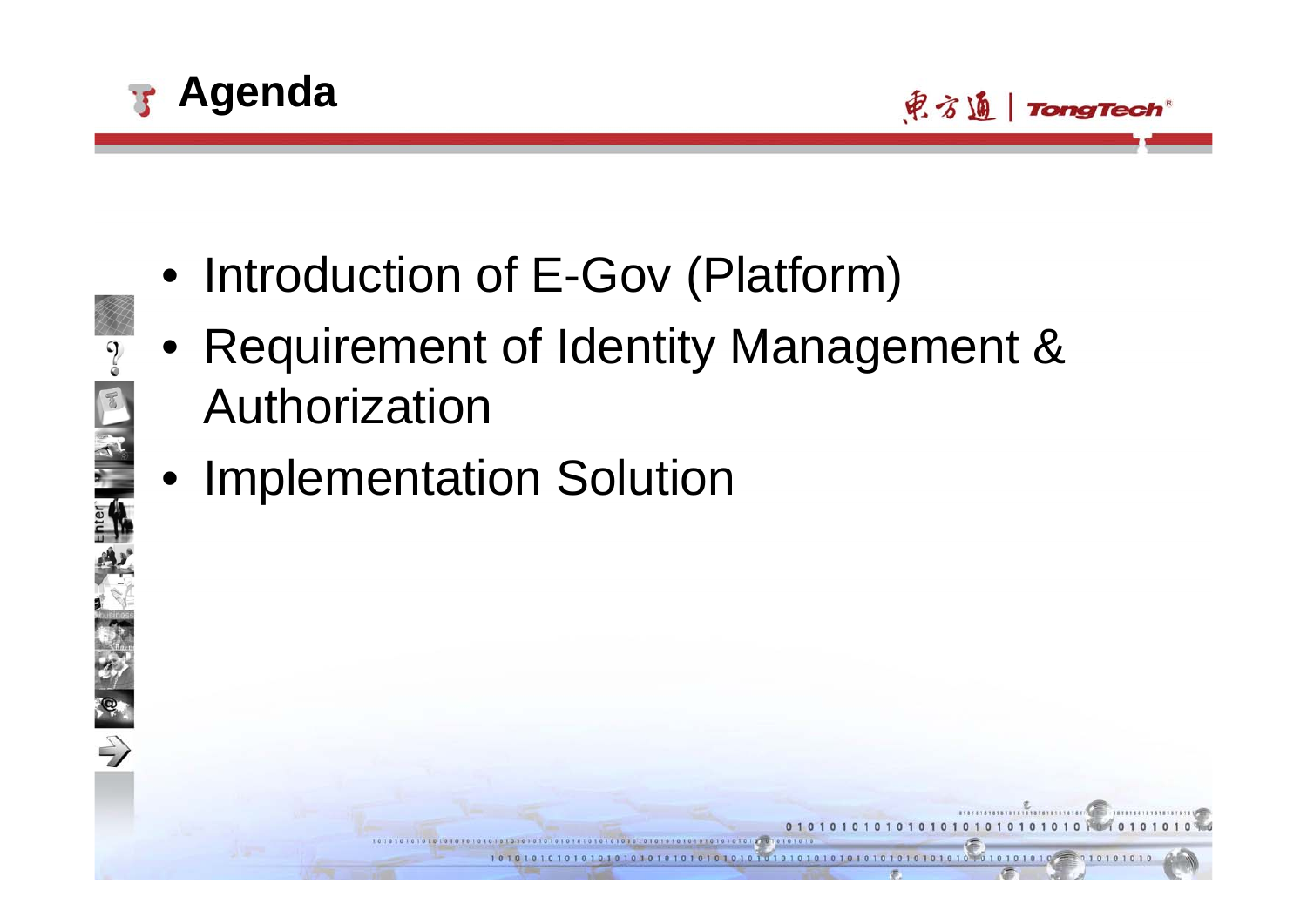# Agenda

- Introduction of E-Gov (Platform)
- Requirement of Identity Management & Authorization
- Implementation Solution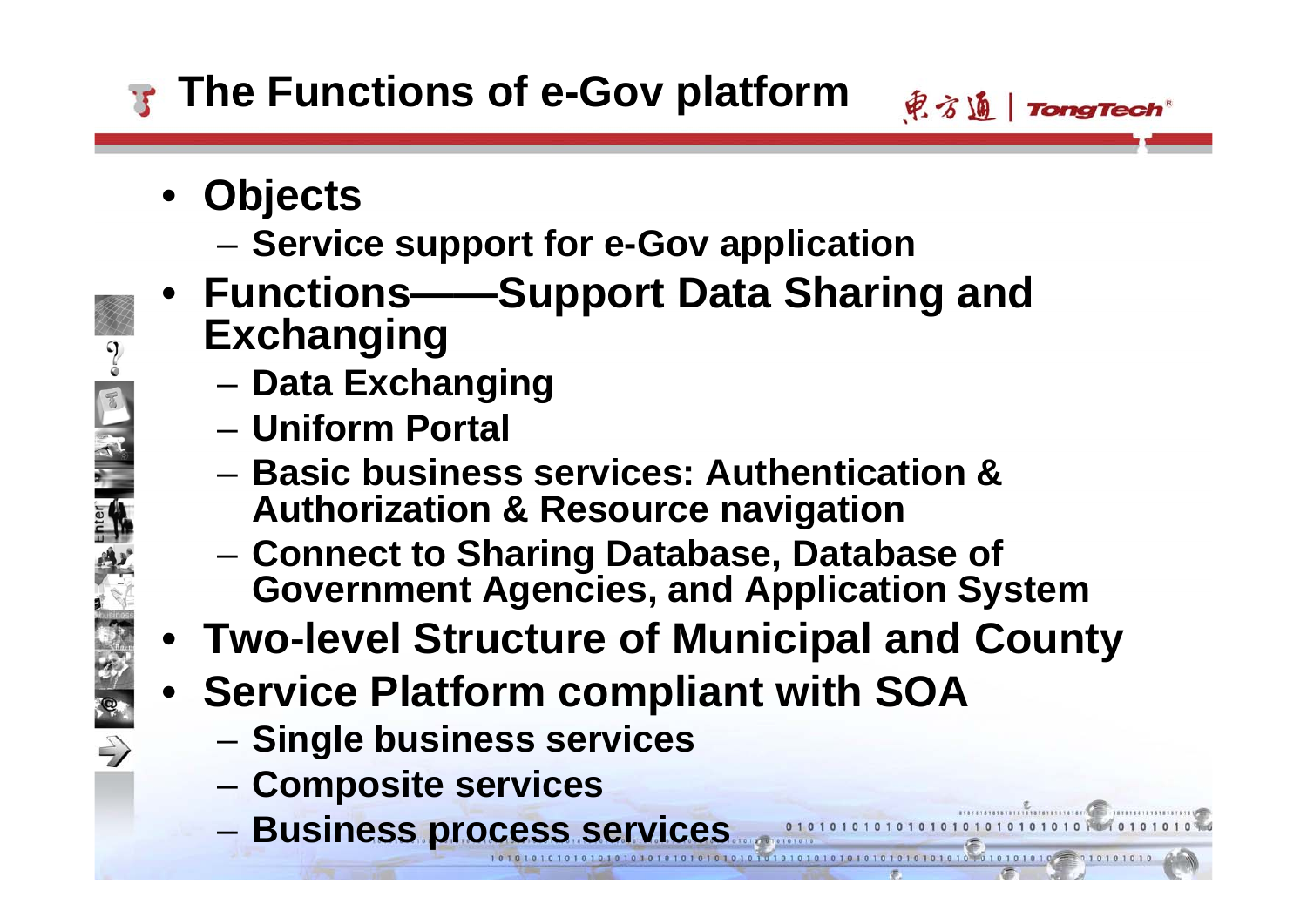# The Functions of e-Gov platform

- **Objects**
  - **Service support for e-Gov application**
- **Functions——Support Data Sharing and Exchanging**
  - **Data Exchanging**
  - **Uniform Portal**
  - **Basic business services: Authentication & Authorization & Resource navigation**
  - **Connect to Sharing Database, Database of Government Agencies, and Application System**
- **Two-level Structure of Municipal and County**
- **Service Platform compliant with SOA**
  - **Single business services**
  - **Composite services**
  - **Business process services**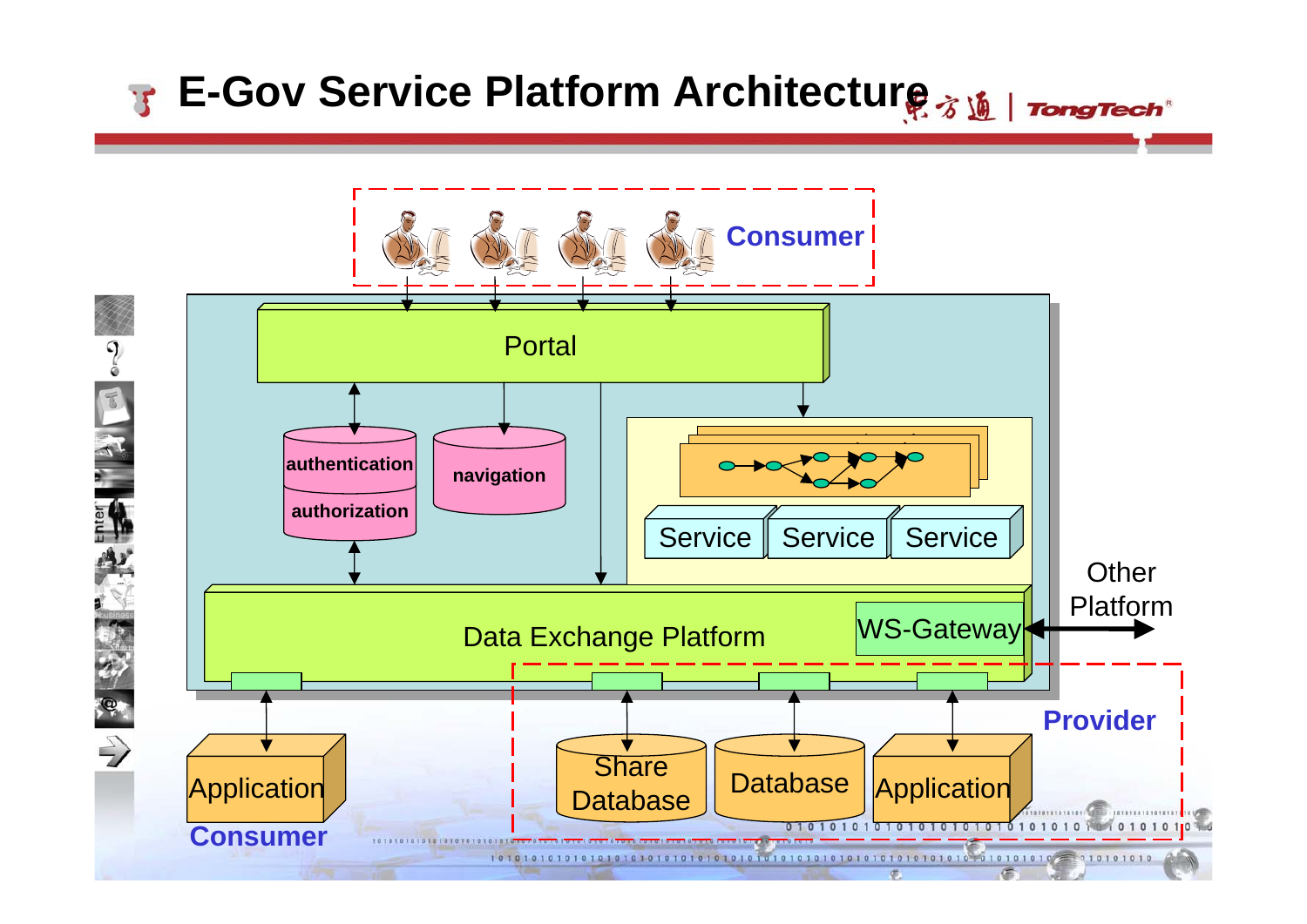# E-Gov Service Platform Architecture

Consumer

Portal

authentication

authorization

navigation

Service | Service | Service

Data Exchange Platform

WS-Gateway

Other Platform

Provider

Application

Consumer

Share Database

Database

Application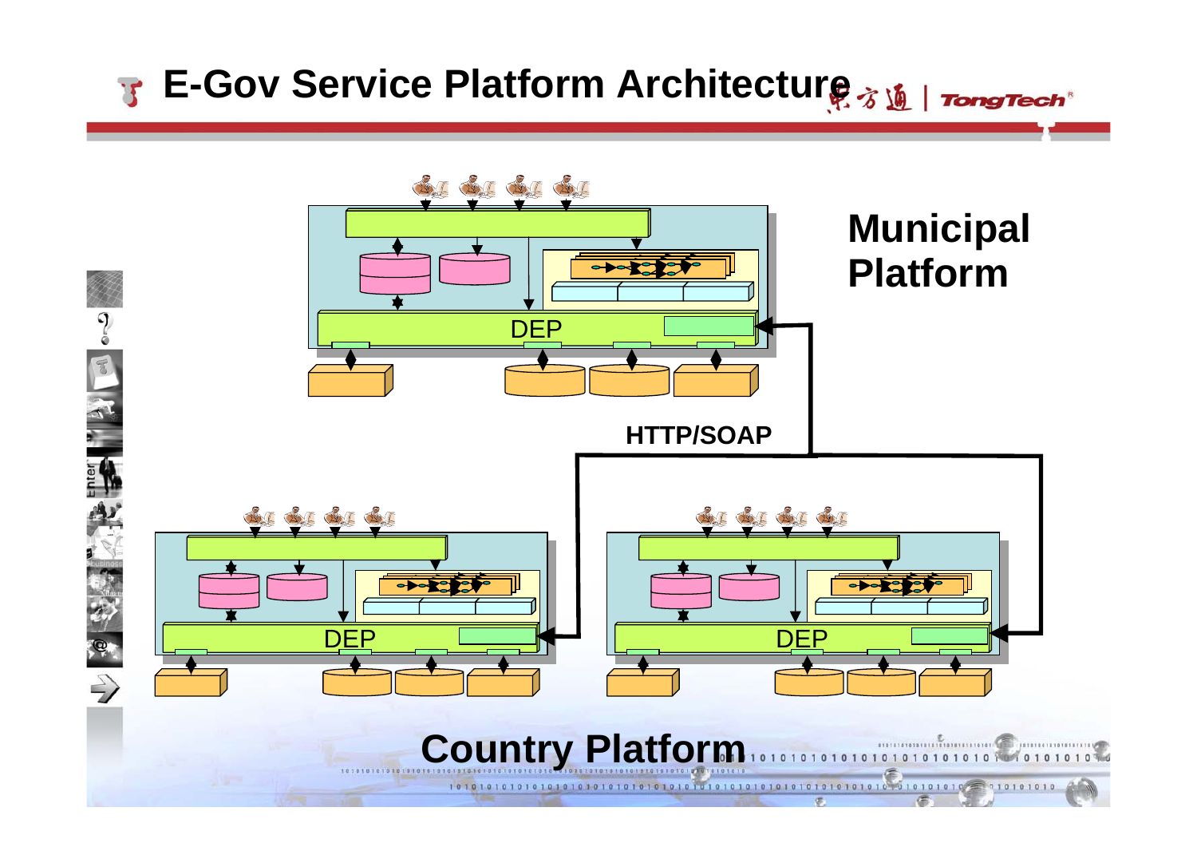# E-Gov Service Platform Architecture

**Municipal Platform**

DEP

**HTTP/SOAP**

DEP

DEP

**Country Platform**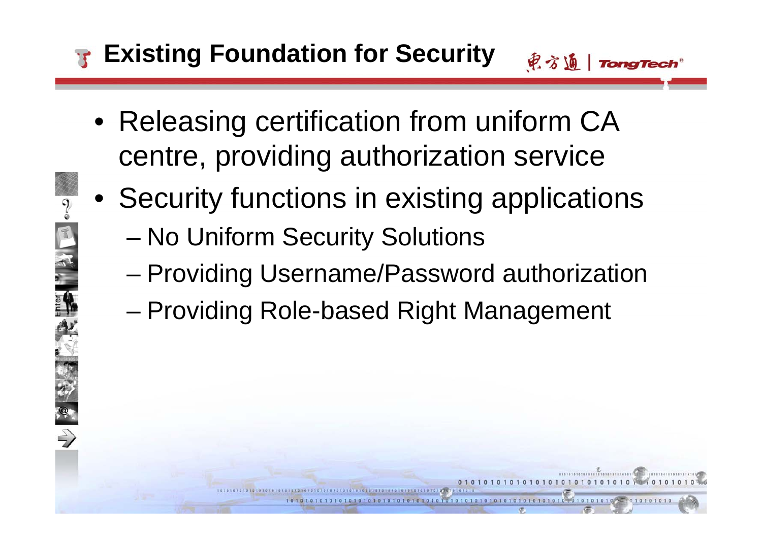# Existing Foundation for Security

- Releasing certification from uniform CA centre, providing authorization service
- Security functions in existing applications
  - No Uniform Security Solutions
  - Providing Username/Password authorization
  - Providing Role-based Right Management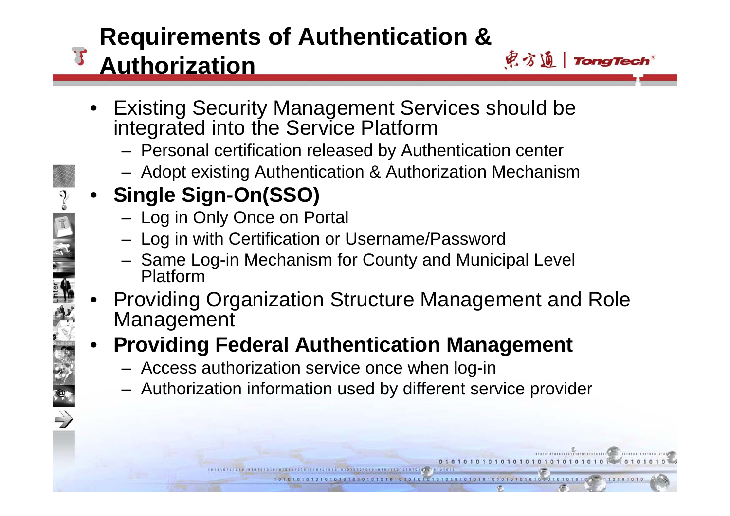# Requirements of Authentication & Authorization

- Existing Security Management Services should be integrated into the Service Platform
  - Personal certification released by Authentication center
  - Adopt existing Authentication & Authorization Mechanism
- **Single Sign-On(SSO)**
  - Log in Only Once on Portal
  - Log in with Certification or Username/Password
  - Same Log-in Mechanism for County and Municipal Level Platform
- Providing Organization Structure Management and Role Management
- **Providing Federal Authentication Management**
  - Access authorization service once when log-in
  - Authorization information used by different service provider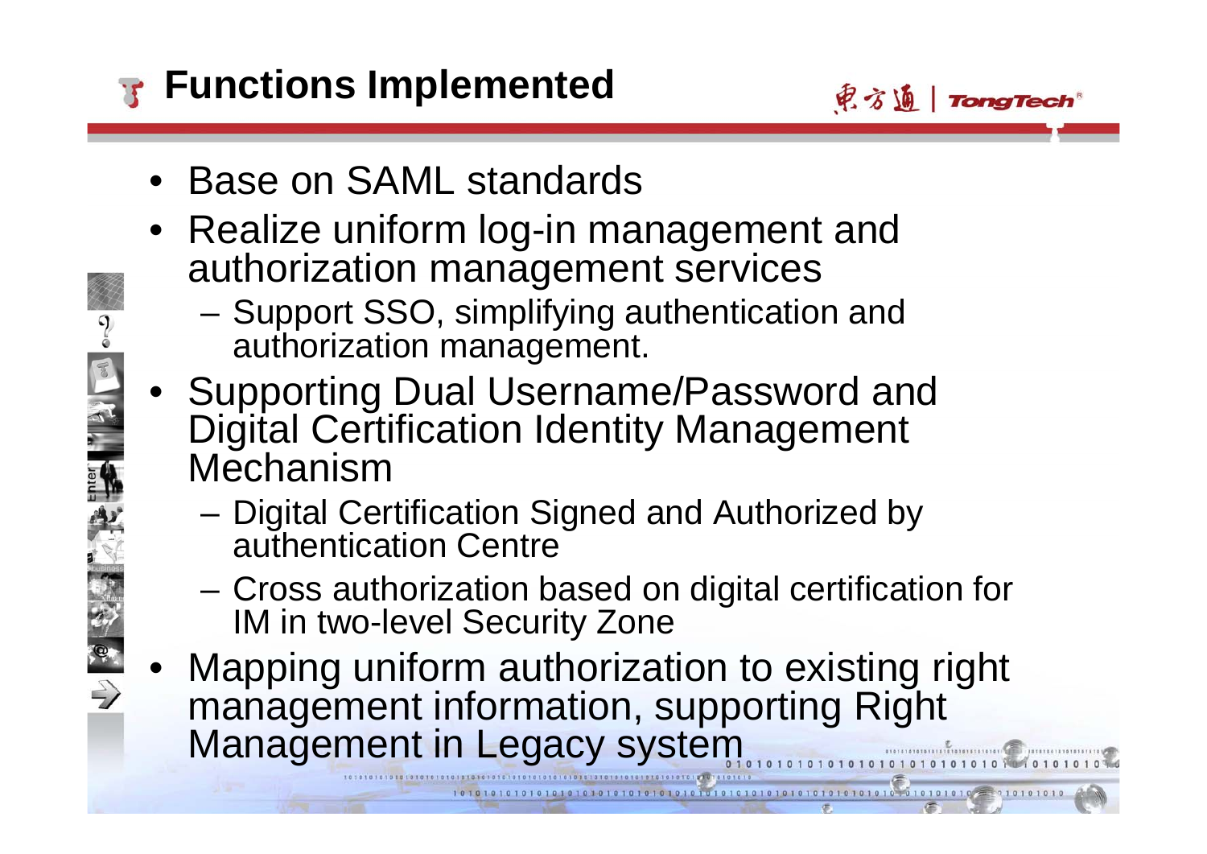# Functions Implemented

- Base on SAML standards
- Realize uniform log-in management and authorization management services
  - Support SSO, simplifying authentication and authorization management.
- Supporting Dual Username/Password and Digital Certification Identity Management Mechanism
  - Digital Certification Signed and Authorized by authentication Centre
  - Cross authorization based on digital certification for IM in two-level Security Zone
- Mapping uniform authorization to existing right management information, supporting Right Management in Legacy system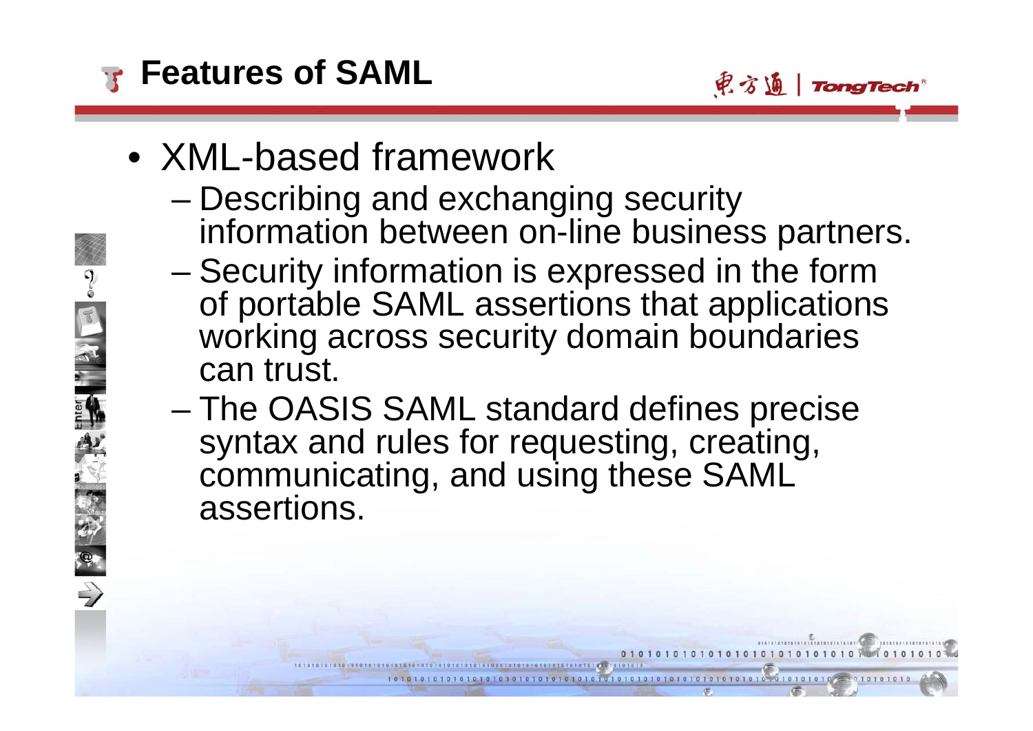# Features of SAML

- XML-based framework
  - Describing and exchanging security information between on-line business partners.
  - Security information is expressed in the form of portable SAML assertions that applications working across security domain boundaries can trust.
  - The OASIS SAML standard defines precise syntax and rules for requesting, creating, communicating, and using these SAML assertions.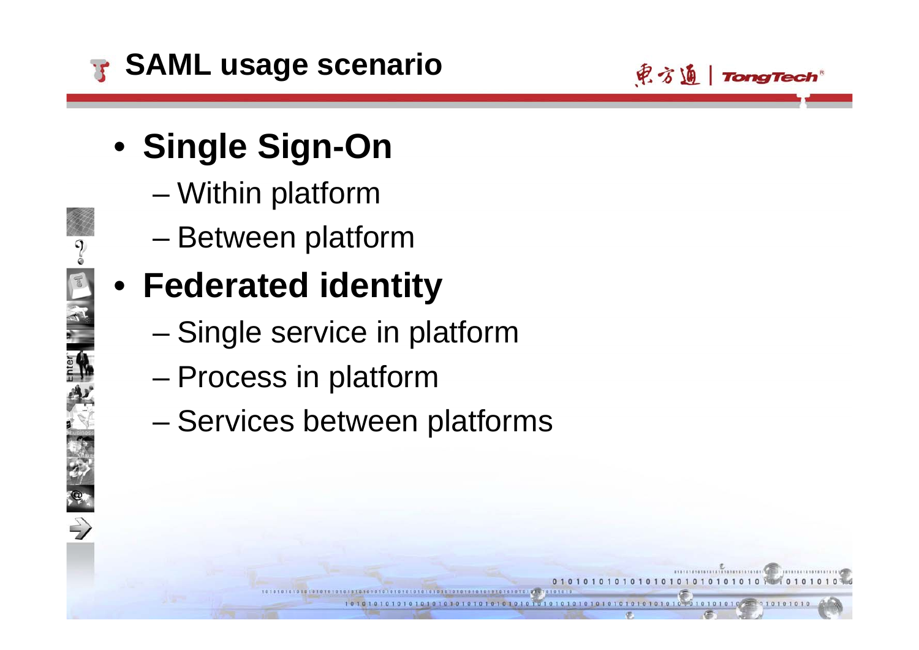# SAML usage scenario

- **Single Sign-On**
  - Within platform
  - Between platform
- **Federated identity**
  - Single service in platform
  - Process in platform
  - Services between platforms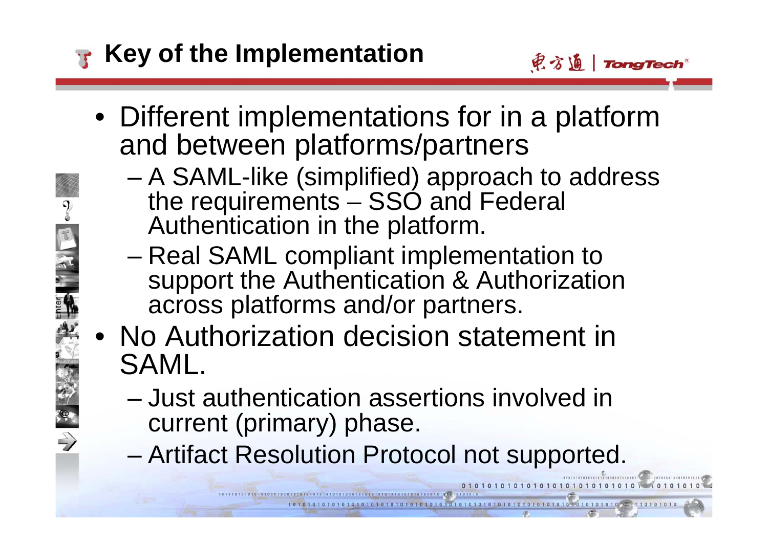# Key of the Implementation

- Different implementations for in a platform and between platforms/partners
  - A SAML-like (simplified) approach to address the requirements – SSO and Federal Authentication in the platform.
  - Real SAML compliant implementation to support the Authentication & Authorization across platforms and/or partners.
- No Authorization decision statement in SAML.
  - Just authentication assertions involved in current (primary) phase.
  - Artifact Resolution Protocol not supported.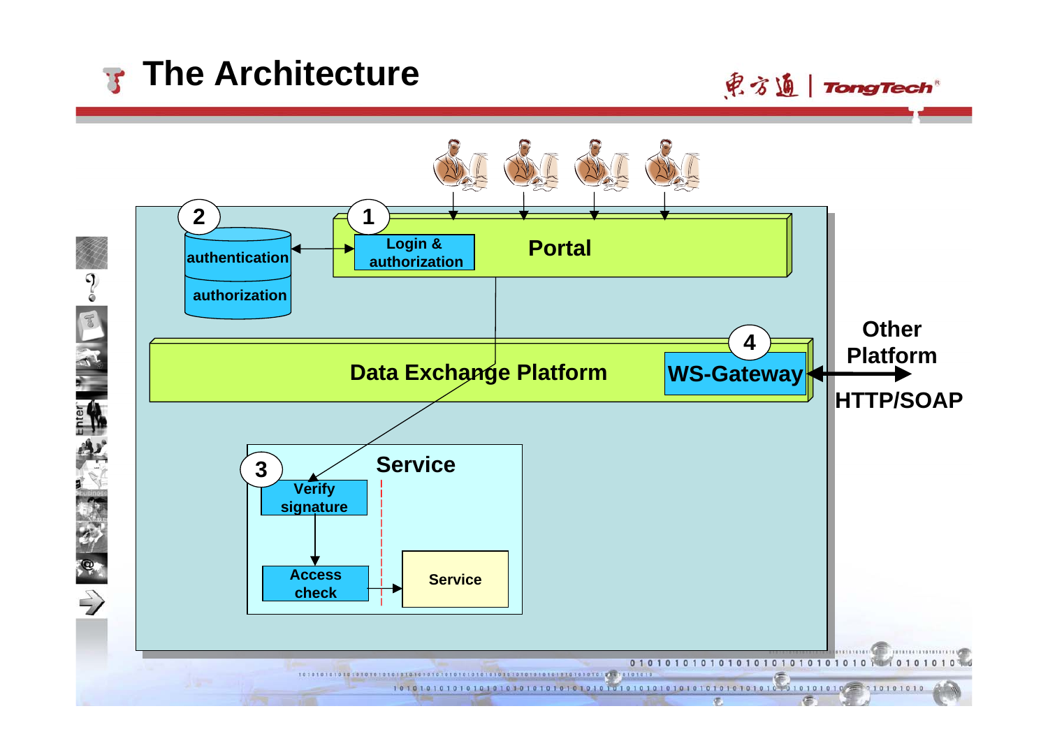# The Architecture

Other Platform

HTTP/SOAP

2 authentication authorization

1 Login & authorization

Portal

Data Exchange Platform

4 WS-Gateway

Service

3 Verify signature

Access check

Service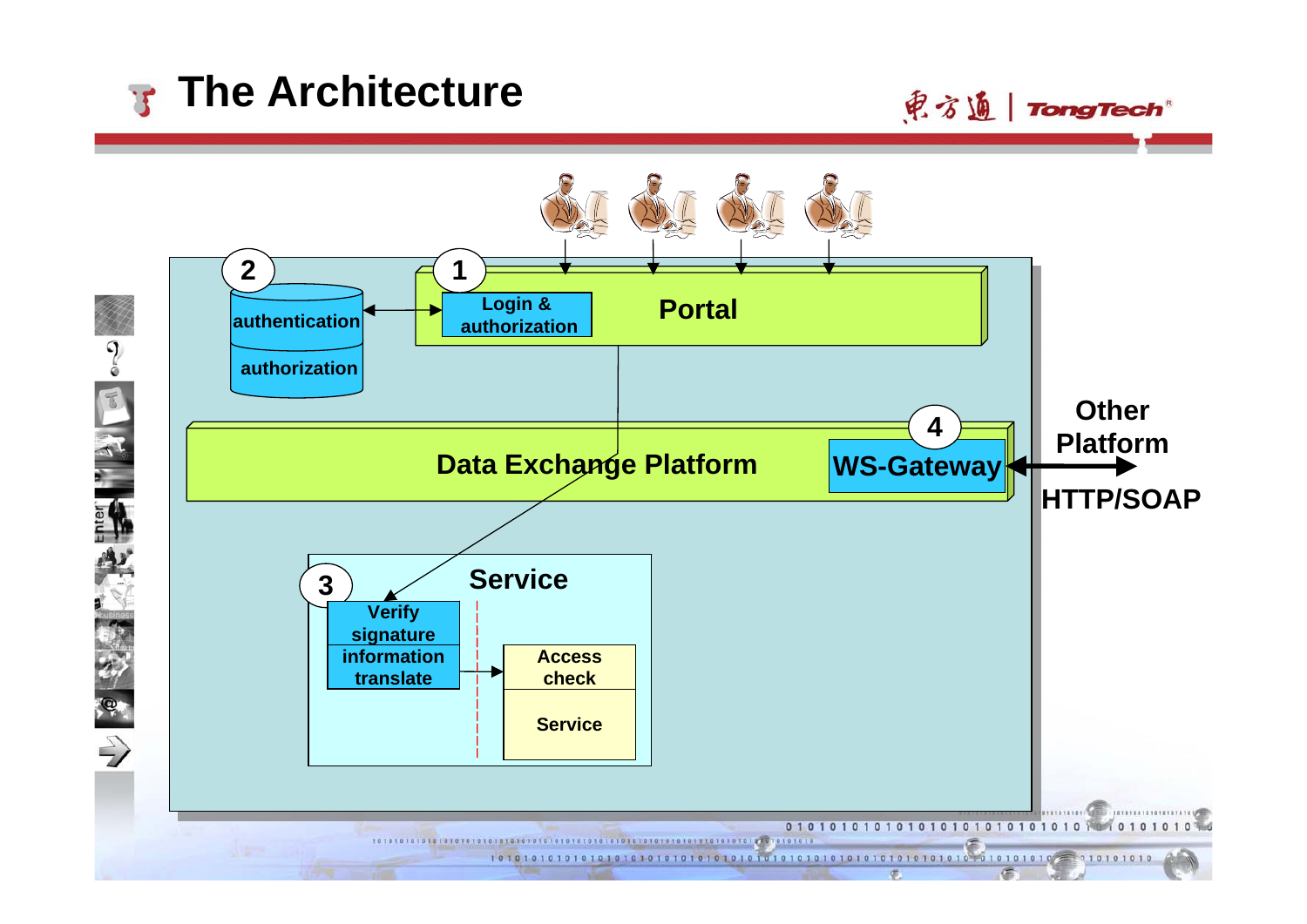# The Architecture

2 authentication authorization

1 Login & authorization

Portal

Data Exchange Platform

4 WS-Gateway

Other Platform

HTTP/SOAP

3 Verify signature information translate

Service

Access check

Service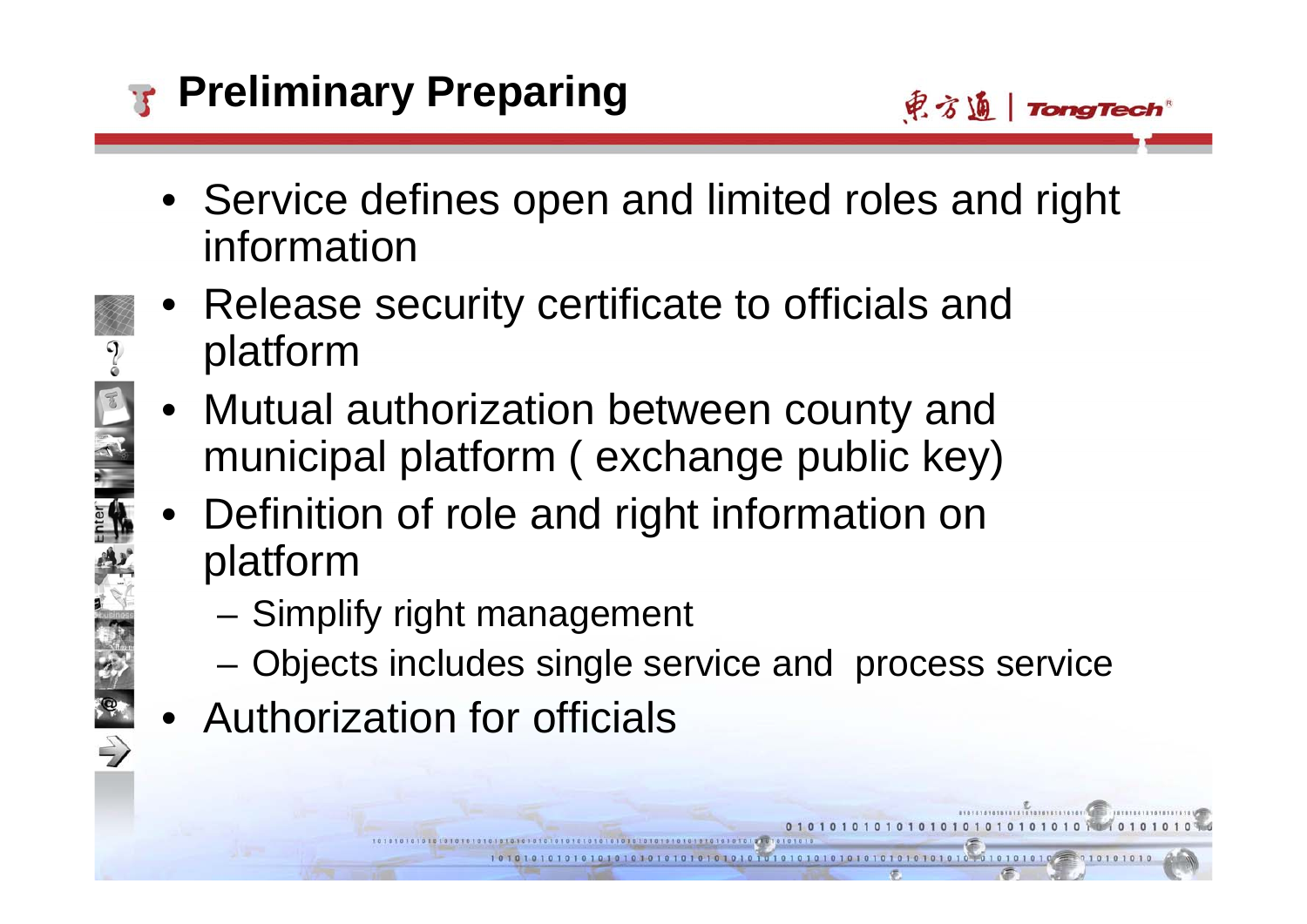# Preliminary Preparing

- Service defines open and limited roles and right information
- Release security certificate to officials and platform
- Mutual authorization between county and municipal platform ( exchange public key)
- Definition of role and right information on platform
  - Simplify right management
  - Objects includes single service and process service
- Authorization for officials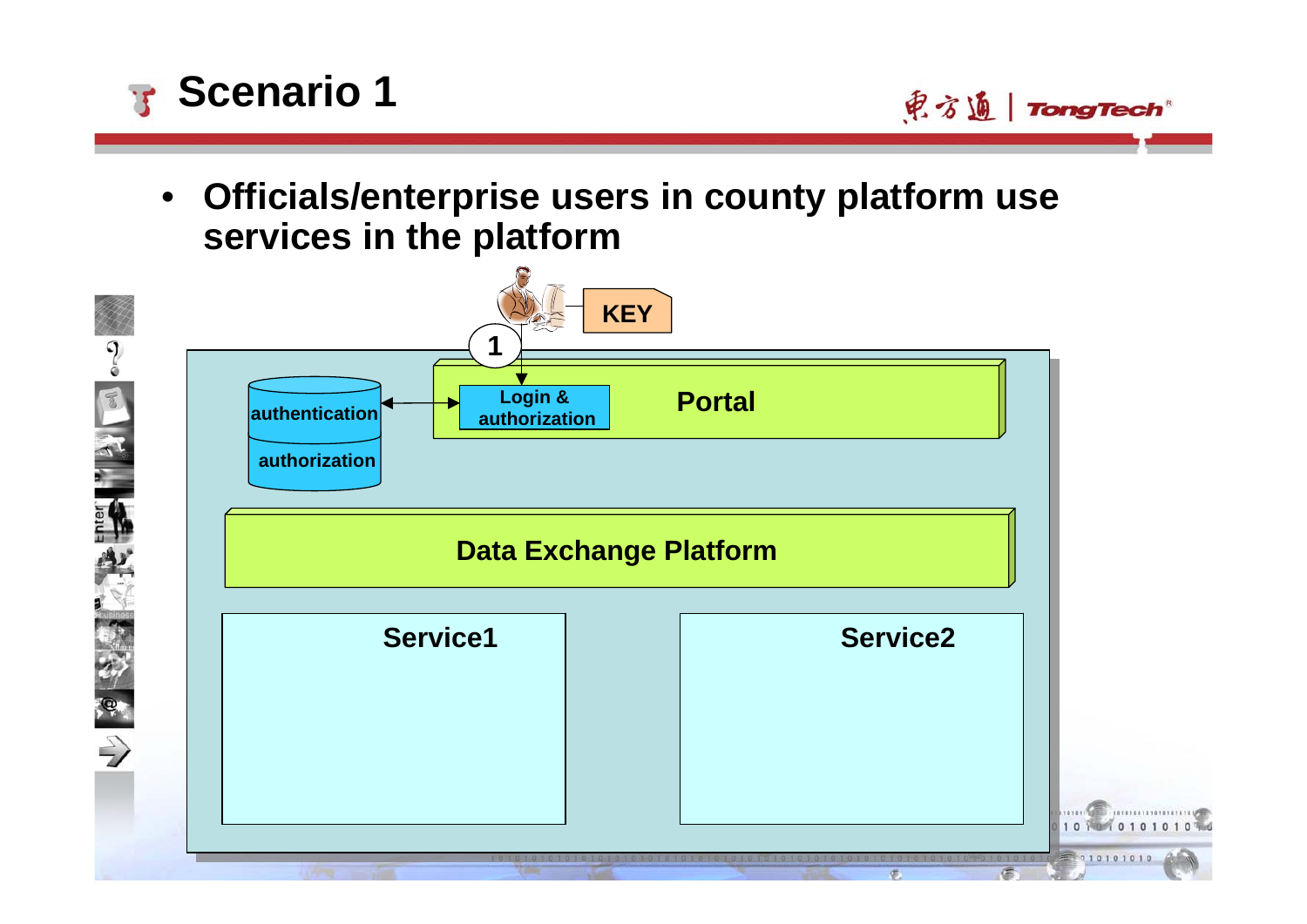# Scenario 1

- **Officials/enterprise users in county platform use services in the platform**

KEY

1

authentication

authorization

Login & authorization

Portal

Data Exchange Platform

Service1

Service2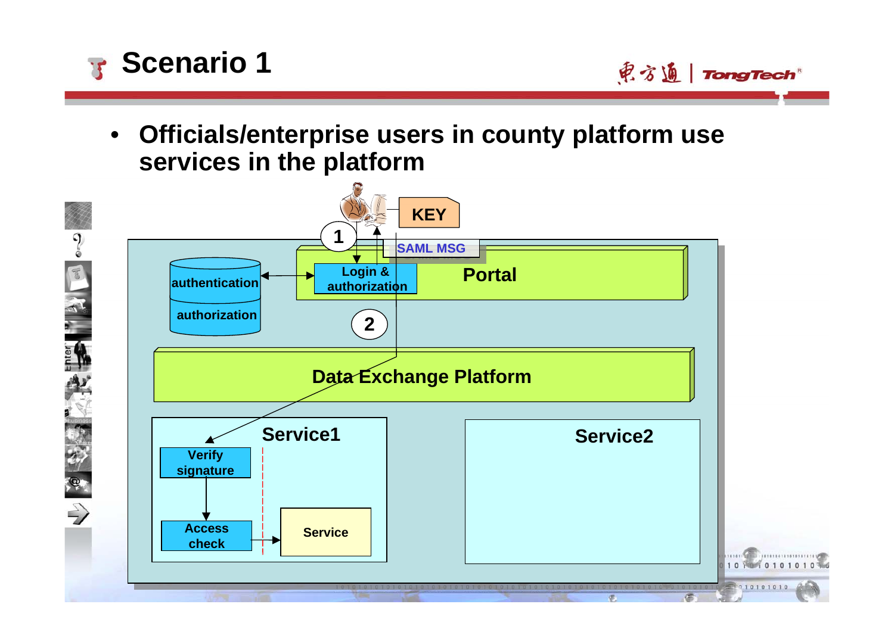# Scenario 1

- **Officials/enterprise users in county platform use services in the platform**

KEY

SAML MSG

1

Login & authorization

Portal

authentication

authorization

2

Data Exchange Platform

Service1

Verify signature

Access check

Service

Service2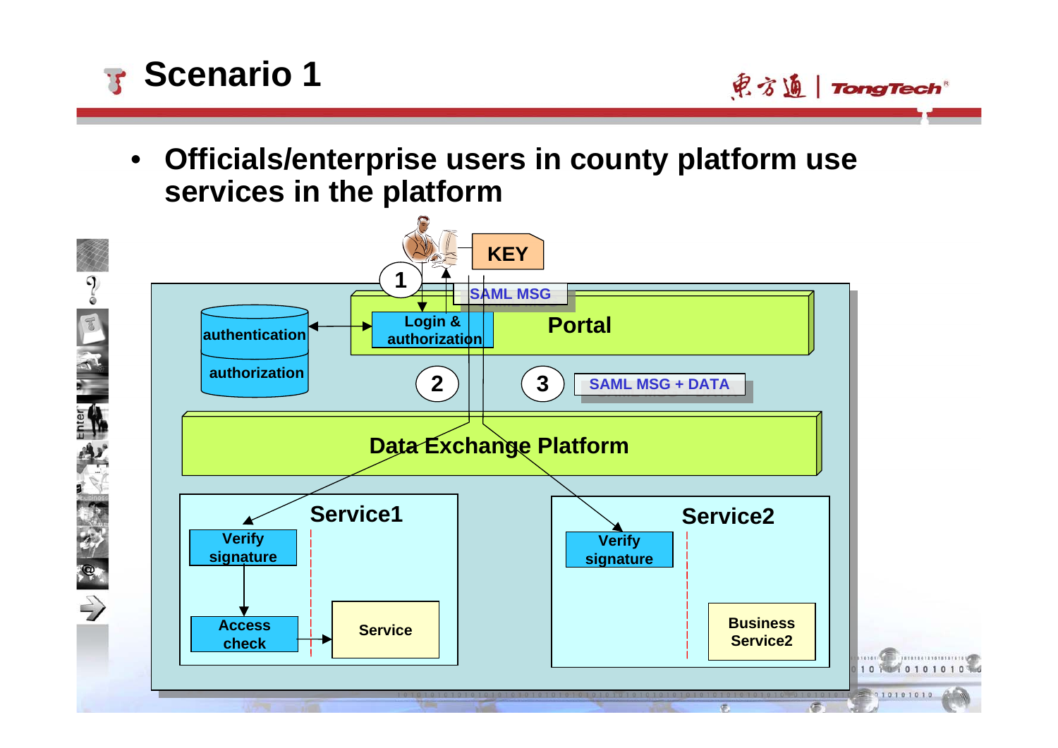# Scenario 1

- **Officials/enterprise users in county platform use services in the platform**

KEY

1

SAML MSG

authentication

authorization

Login & authorization

Portal

2

3

SAML MSG + DATA

Data Exchange Platform

Service1

Verify signature

Access check

Service

Service2

Verify signature

Business Service2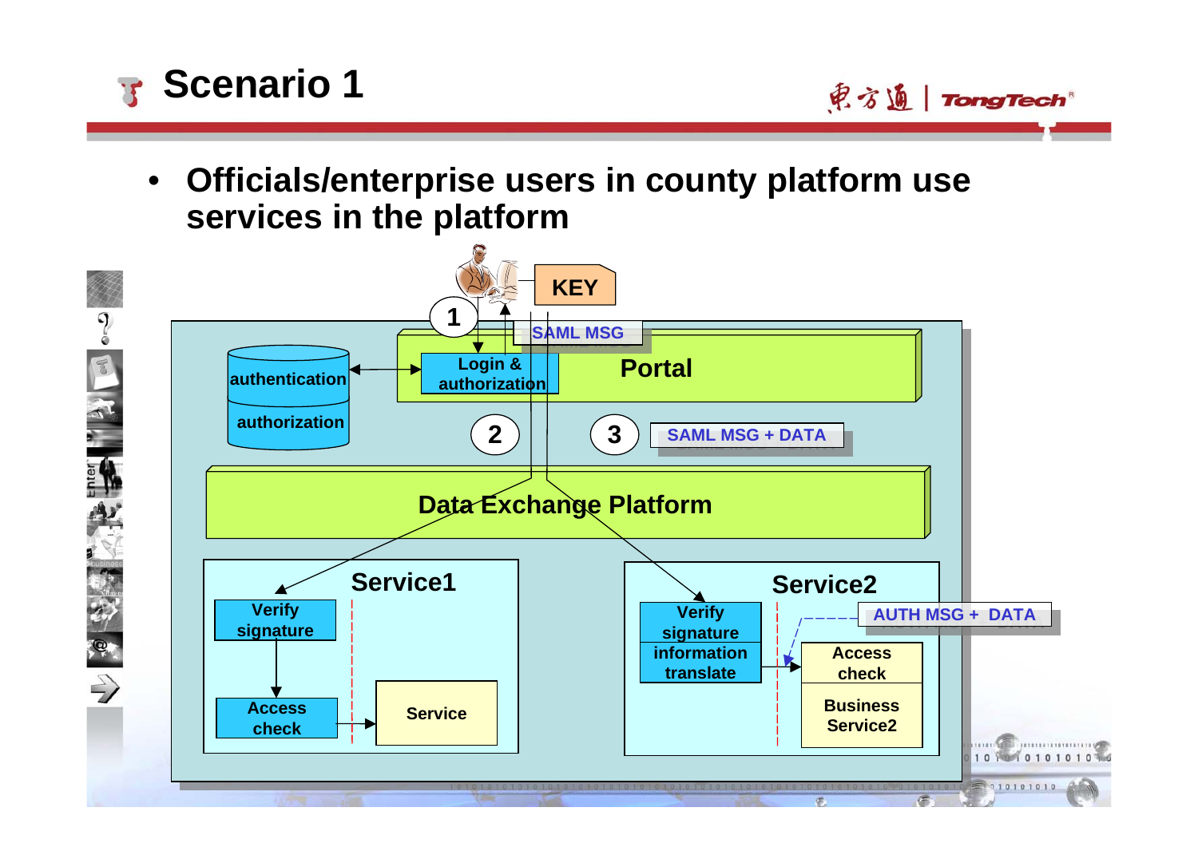# Scenario 1

- **Officials/enterprise users in county platform use services in the platform**

KEY

1

SAML MSG

Login & authorization

Portal

authentication

authorization

2

3

SAML MSG + DATA

Data Exchange Platform

Service1

Verify signature

Access check

Service

Service2

AUTH MSG + DATA

Verify signature

information translate

Access check

Business Service2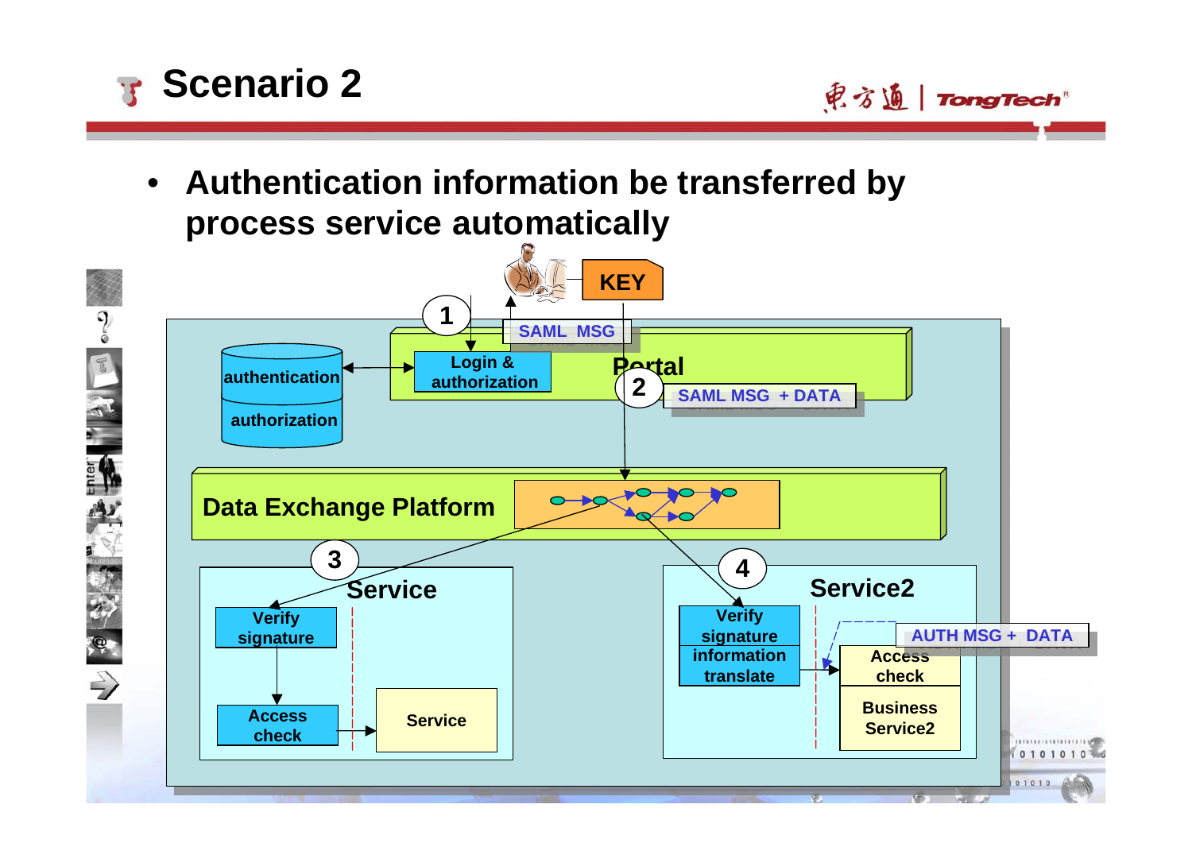# Scenario 2

- **Authentication information be transferred by process service automatically**

KEY

1 SAML MSG

authentication

authorization

Login & authorization

Portal

2 SAML MSG + DATA

Data Exchange Platform

3 Service

Verify signature

Access check

Service

4 Service2

Verify signature information translate

AUTH MSG + DATA

Access check

Business Service2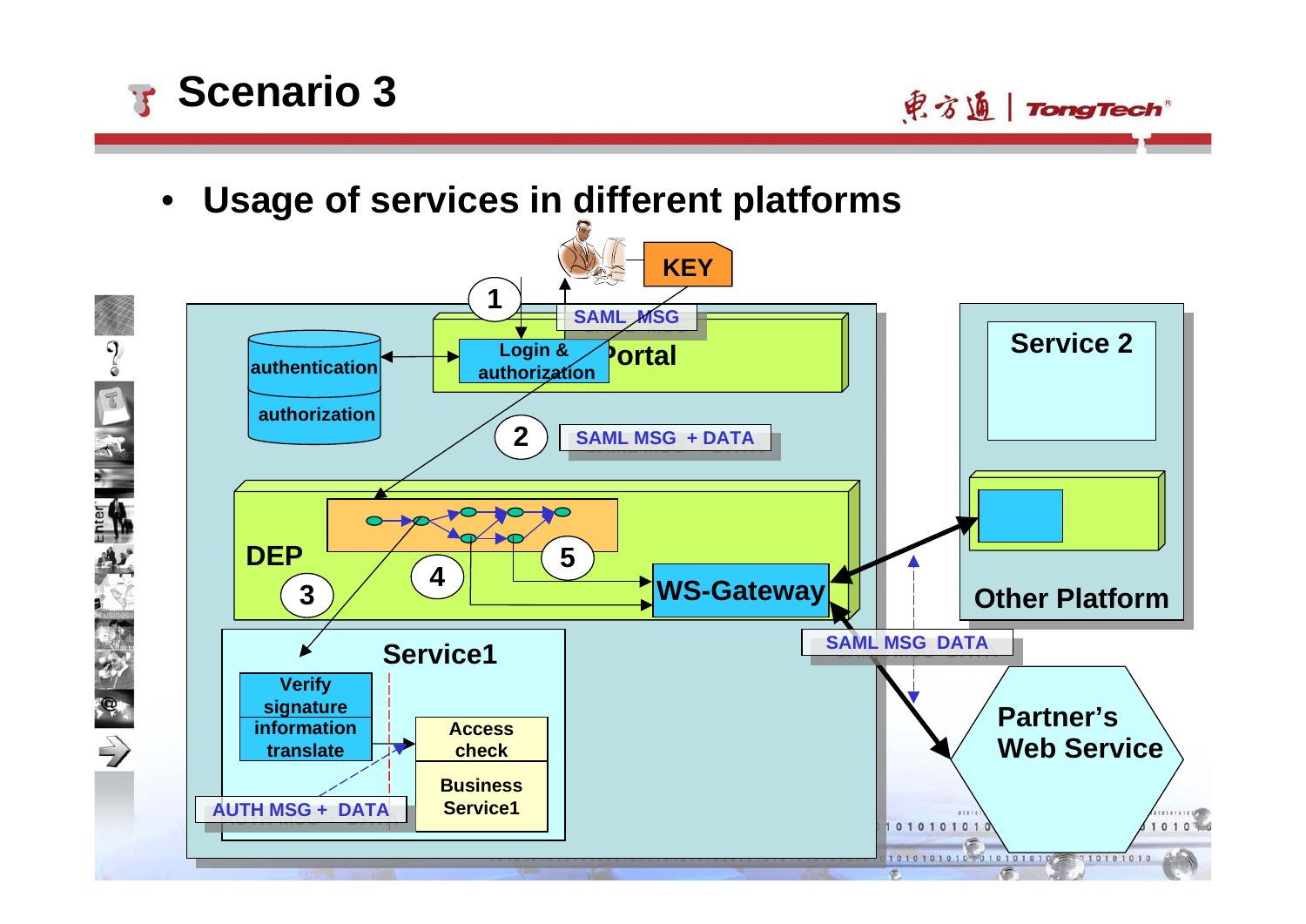# Scenario 3

- **Usage of services in different platforms**

KEY

1

SAML MSG

Login & authorization

Portal

authentication

authorization

2

SAML MSG + DATA

DEP

3

4

5

WS-Gateway

Service1

Verify signature information translate

Access check

Business Service1

AUTH MSG + DATA

Service 2

Other Platform

SAML MSG DATA

Partner's Web Service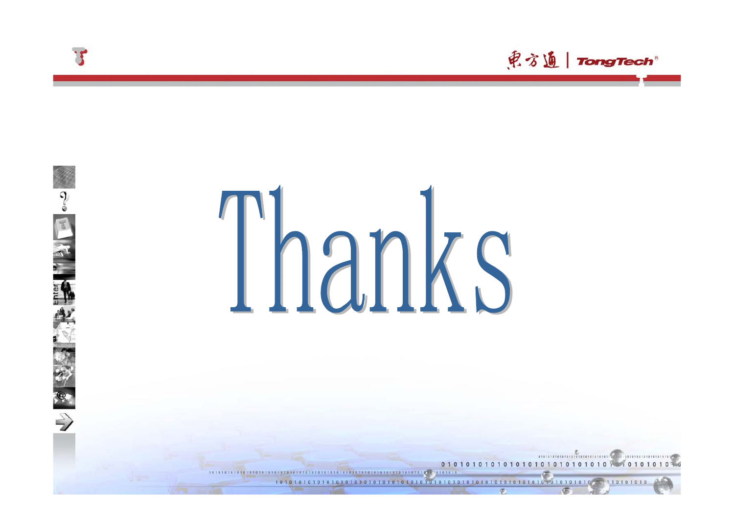# Thanks